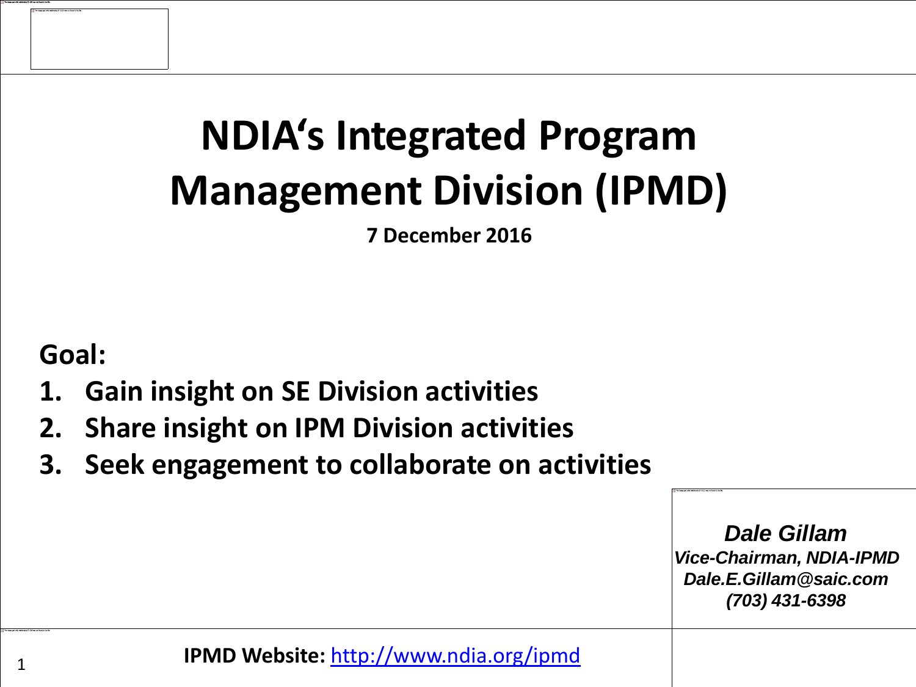# NDIA's Integrated Program Management Division (IPMD)

**7 December 2016**

**Goal:**

1. **Gain insight on SE Division activities**
2. **Share insight on IPM Division activities**
3. **Seek engagement to collaborate on activities**

***Dale Gillam***
***Vice-Chairman, NDIA-IPMD***
***Dale.E.Gillam@saic.com***
***(703) 431-6398***

**IPMD Website:** http://www.ndia.org/ipmd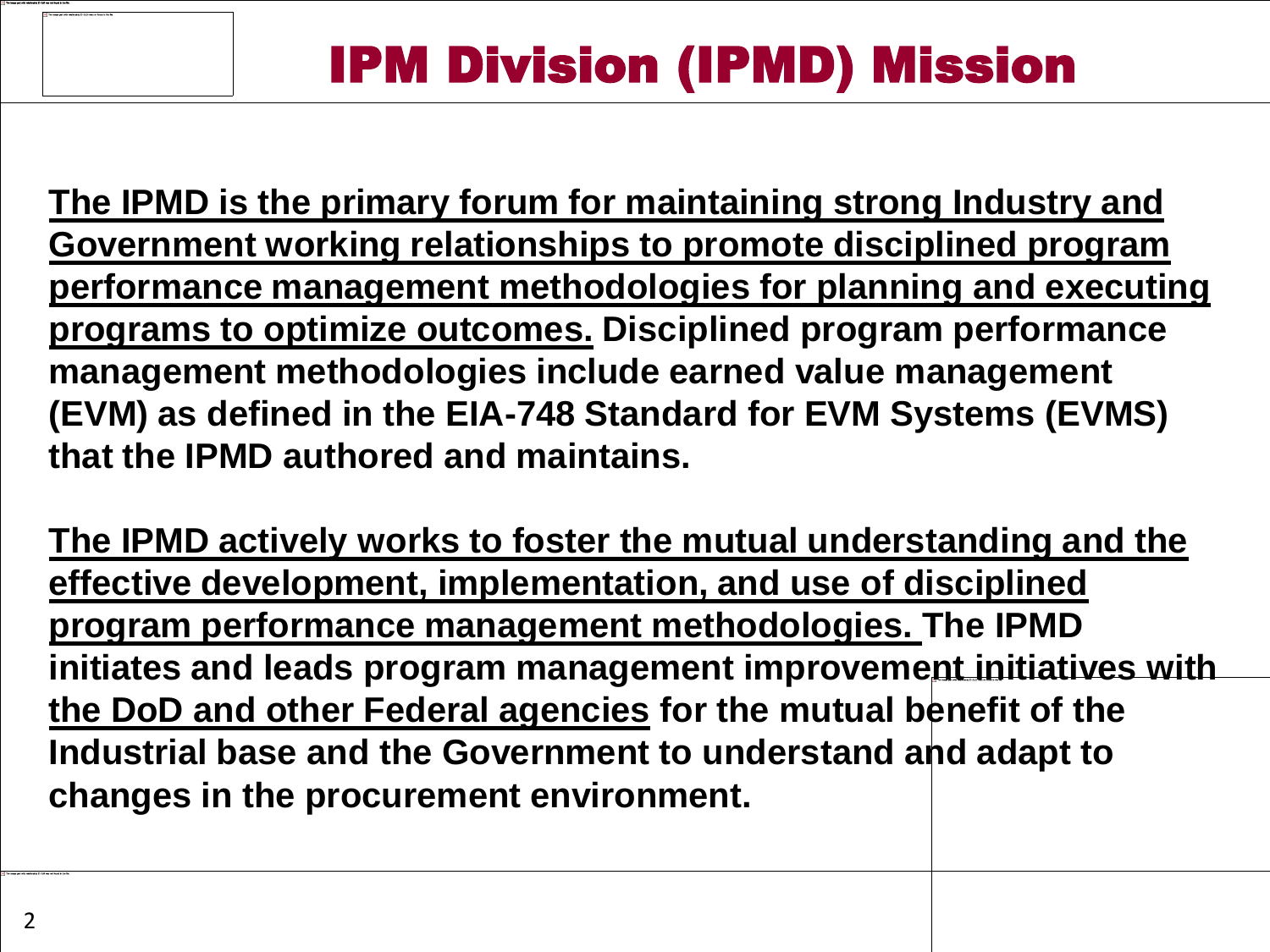# IPM Division (IPMD) Mission

**<u>The IPMD is the primary forum for maintaining strong Industry and Government working relationships to promote disciplined program performance management methodologies for planning and executing programs to optimize outcomes.</u> Disciplined program performance management methodologies include earned value management (EVM) as defined in the EIA-748 Standard for EVM Systems (EVMS) that the IPMD authored and maintains.**

**<u>The IPMD actively works to foster the mutual understanding and the effective development, implementation, and use of disciplined program performance management methodologies.</u> The IPMD initiates and leads program management improvement <u>initiatives with the DoD and other Federal agencies</u> for the mutual benefit of the Industrial base and the Government to understand and adapt to changes in the procurement environment.**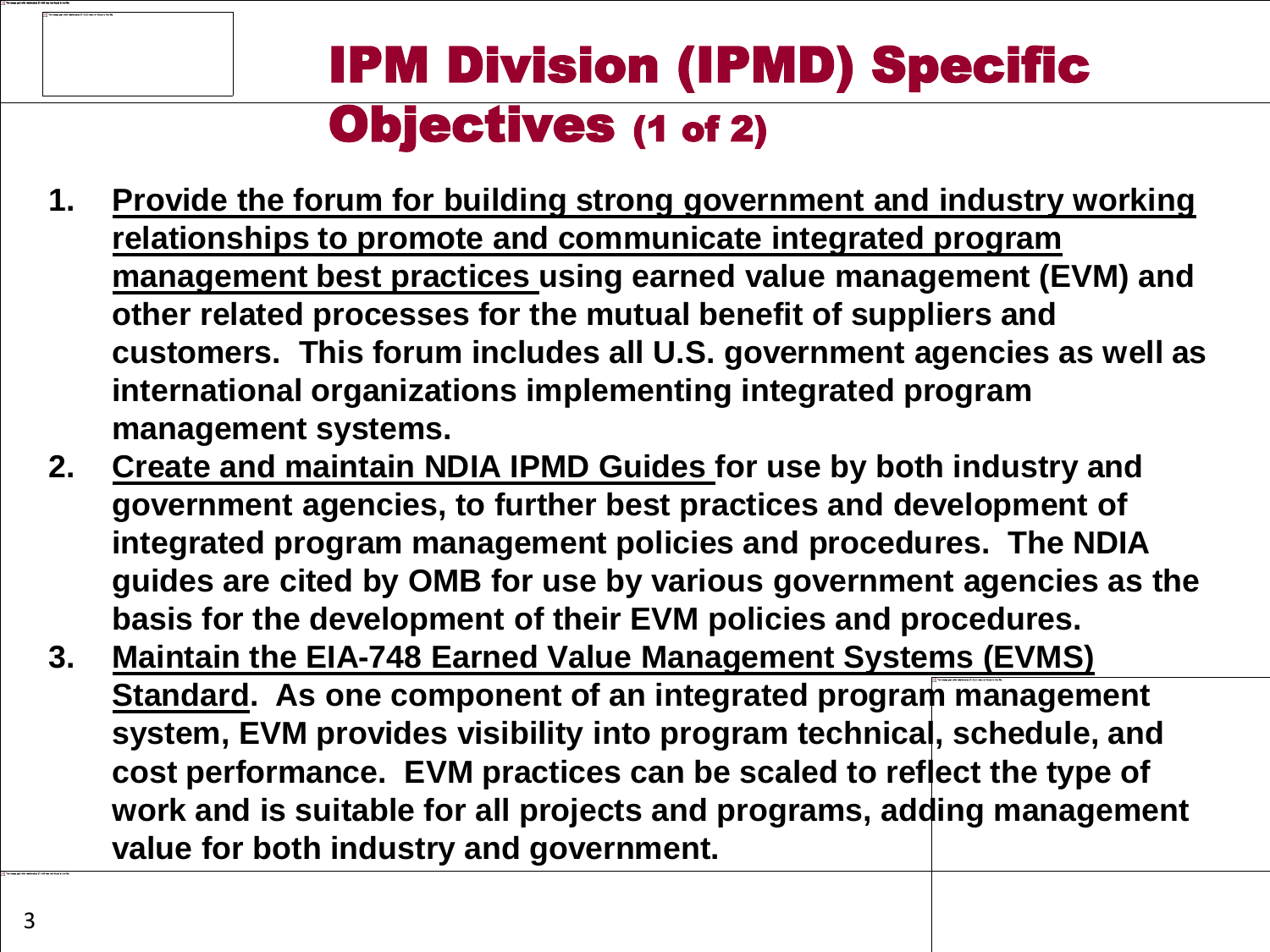# IPM Division (IPMD) Specific Objectives (1 of 2)

1. Provide the forum for building strong government and industry working relationships to promote and communicate integrated program management best practices using earned value management (EVM) and other related processes for the mutual benefit of suppliers and customers. This forum includes all U.S. government agencies as well as international organizations implementing integrated program management systems.
2. Create and maintain NDIA IPMD Guides for use by both industry and government agencies, to further best practices and development of integrated program management policies and procedures. The NDIA guides are cited by OMB for use by various government agencies as the basis for the development of their EVM policies and procedures.
3. Maintain the EIA-748 Earned Value Management Systems (EVMS) Standard. As one component of an integrated program management system, EVM provides visibility into program technical, schedule, and cost performance. EVM practices can be scaled to reflect the type of work and is suitable for all projects and programs, adding management value for both industry and government.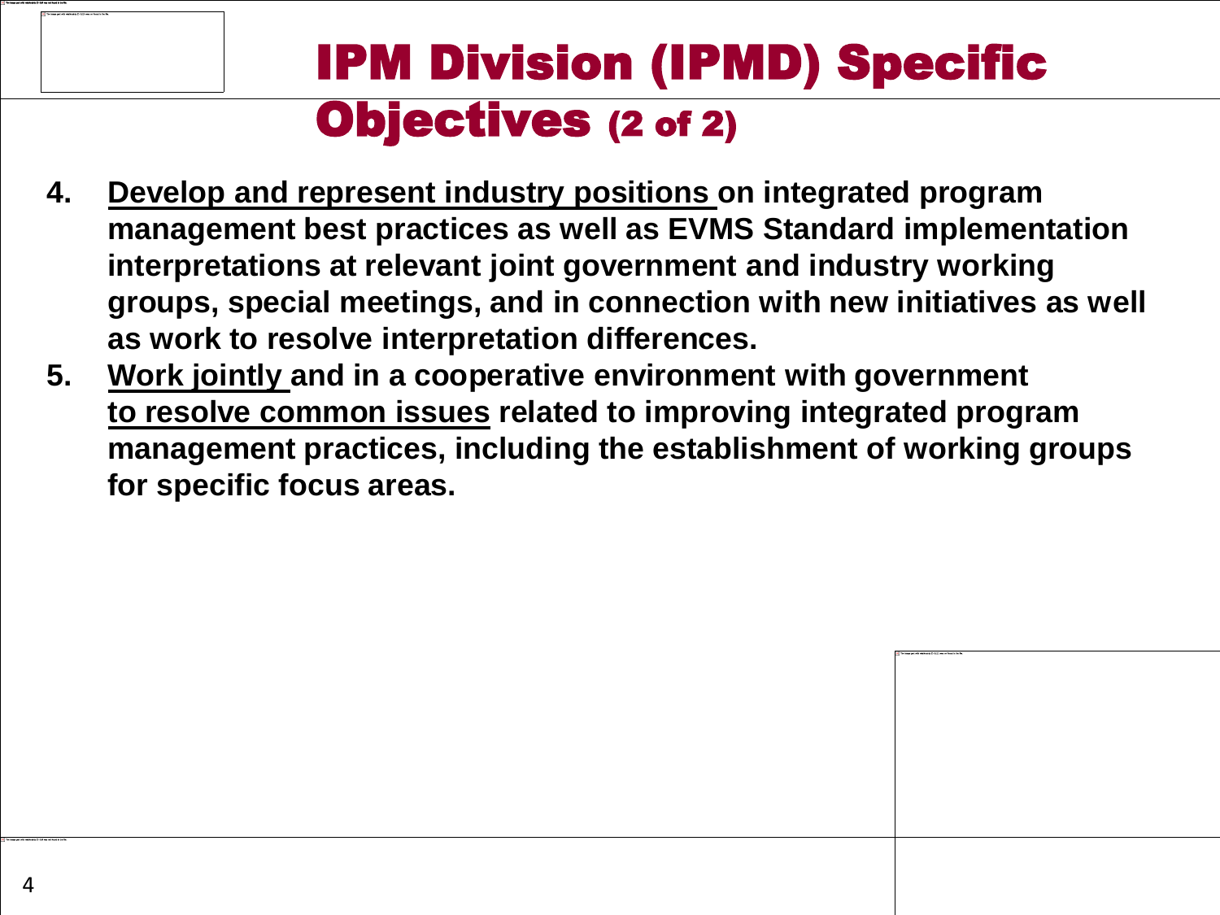# IPM Division (IPMD) Specific Objectives (2 of 2)

4. **<u>Develop and represent industry positions</u> on integrated program management best practices as well as EVMS Standard implementation interpretations at relevant joint government and industry working groups, special meetings, and in connection with new initiatives as well as work to resolve interpretation differences.**
5. **<u>Work jointly</u> and in a cooperative environment with government <u>to resolve common issues</u> related to improving integrated program management practices, including the establishment of working groups for specific focus areas.**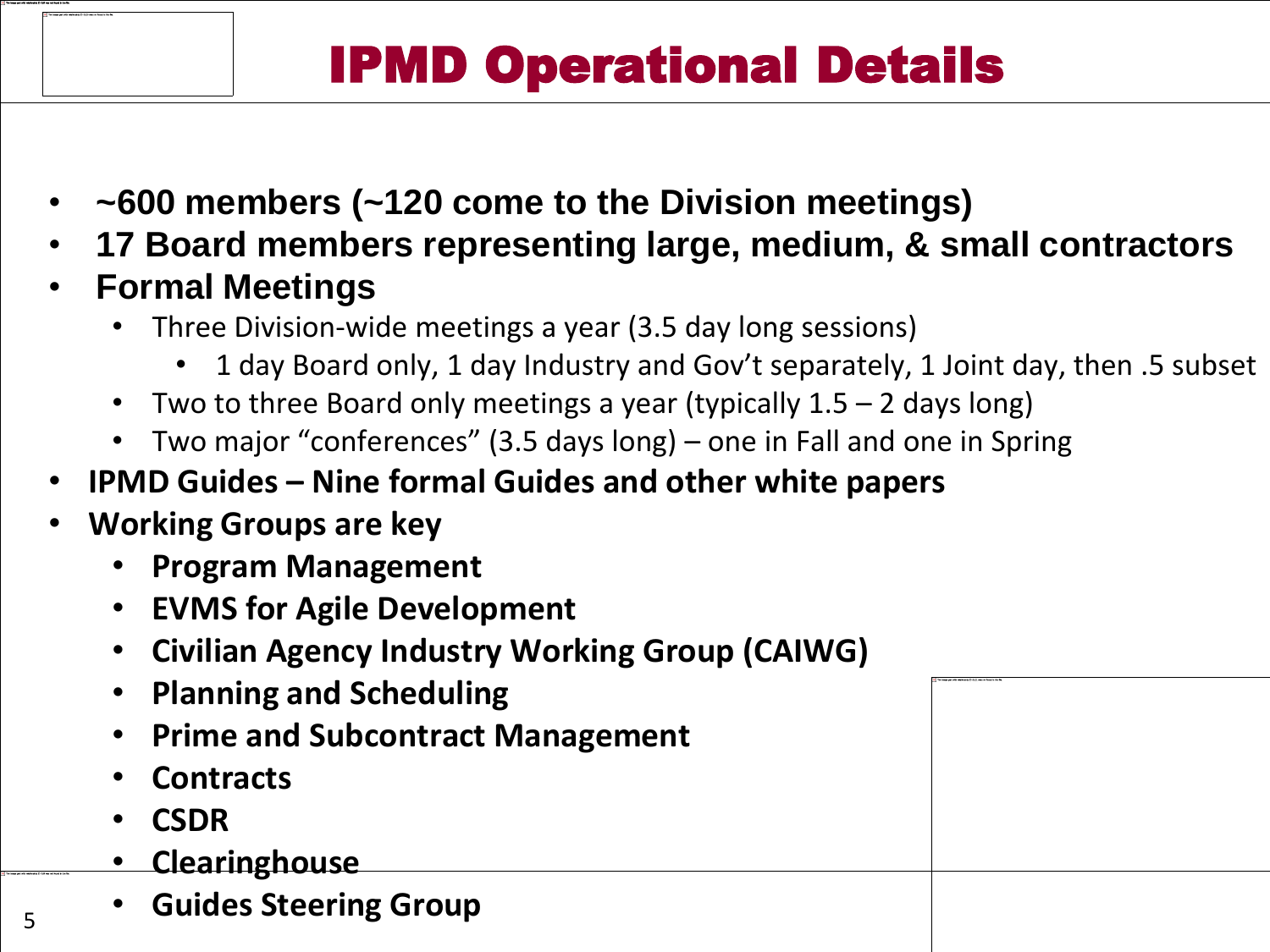# IPMD Operational Details

- **~600 members (~120 come to the Division meetings)**
- **17 Board members representing large, medium, & small contractors**
- **Formal Meetings**
  - Three Division-wide meetings a year (3.5 day long sessions)
    - 1 day Board only, 1 day Industry and Gov't separately, 1 Joint day, then .5 subset
  - Two to three Board only meetings a year (typically 1.5 – 2 days long)
  - Two major "conferences" (3.5 days long) – one in Fall and one in Spring
- **IPMD Guides – Nine formal Guides and other white papers**
- **Working Groups are key**
  - **Program Management**
  - **EVMS for Agile Development**
  - **Civilian Agency Industry Working Group (CAIWG)**
  - **Planning and Scheduling**
  - **Prime and Subcontract Management**
  - **Contracts**
  - **CSDR**
  - **Clearinghouse**
  - **Guides Steering Group**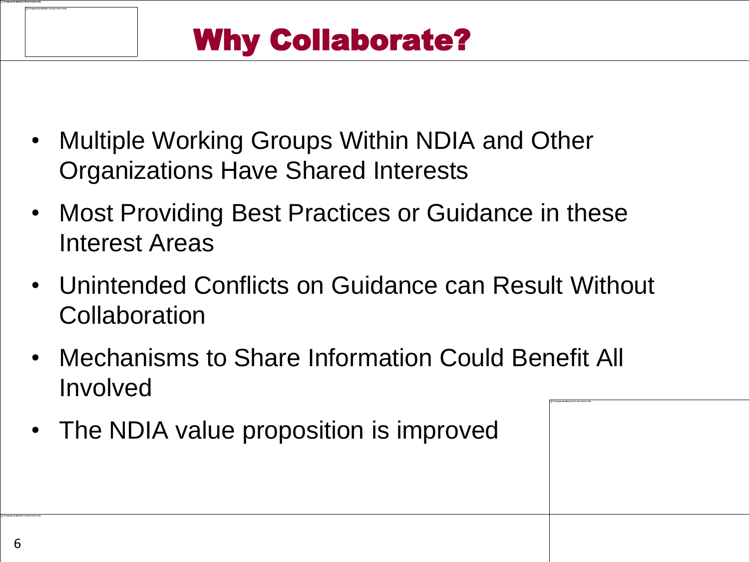# Why Collaborate?

- Multiple Working Groups Within NDIA and Other Organizations Have Shared Interests
- Most Providing Best Practices or Guidance in these Interest Areas
- Unintended Conflicts on Guidance can Result Without Collaboration
- Mechanisms to Share Information Could Benefit All Involved
- The NDIA value proposition is improved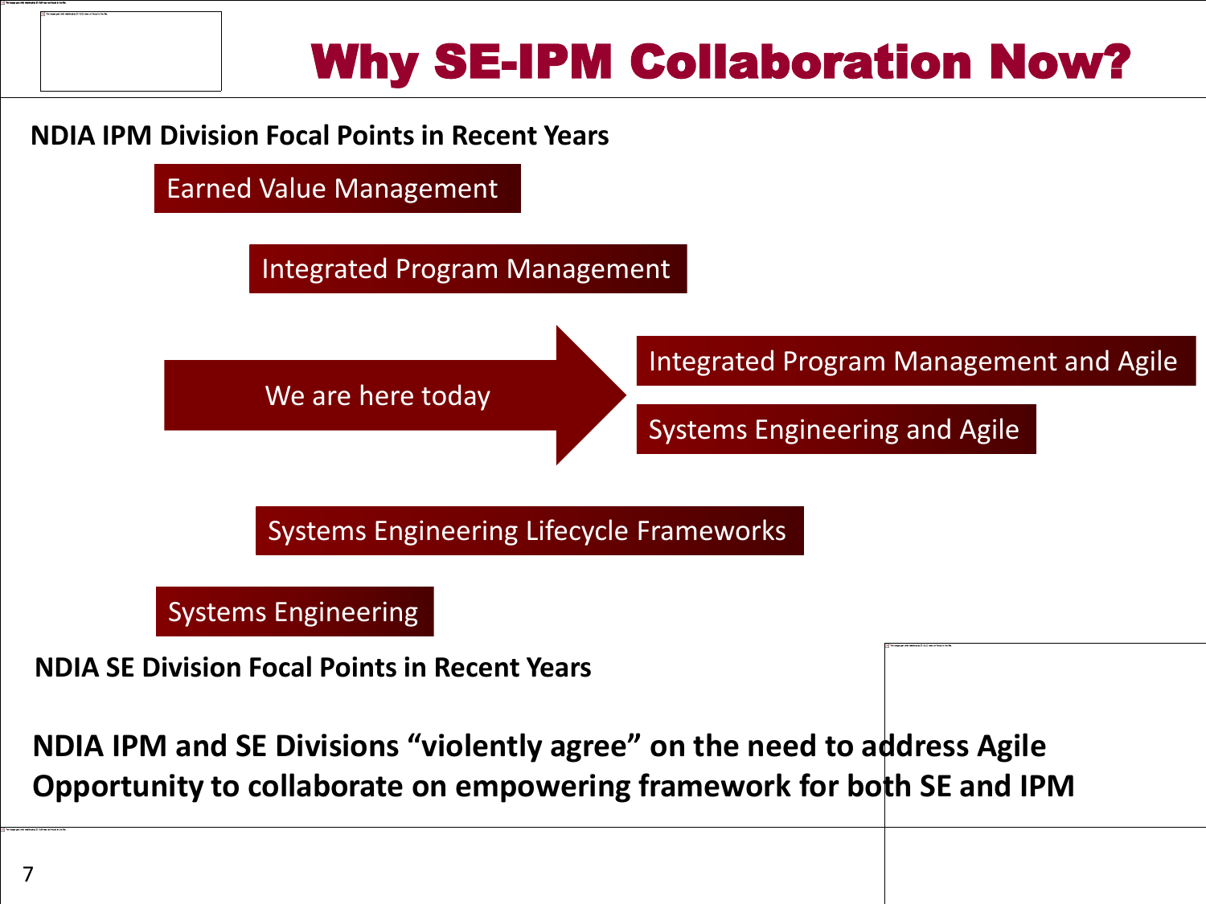# Why SE-IPM Collaboration Now?

**NDIA IPM Division Focal Points in Recent Years**

- Earned Value Management
- Integrated Program Management

We are here today →

- Integrated Program Management and Agile
- Systems Engineering and Agile

- Systems Engineering Lifecycle Frameworks
- Systems Engineering

**NDIA SE Division Focal Points in Recent Years**

**NDIA IPM and SE Divisions "violently agree" on the need to address Agile**
**Opportunity to collaborate on empowering framework for both SE and IPM**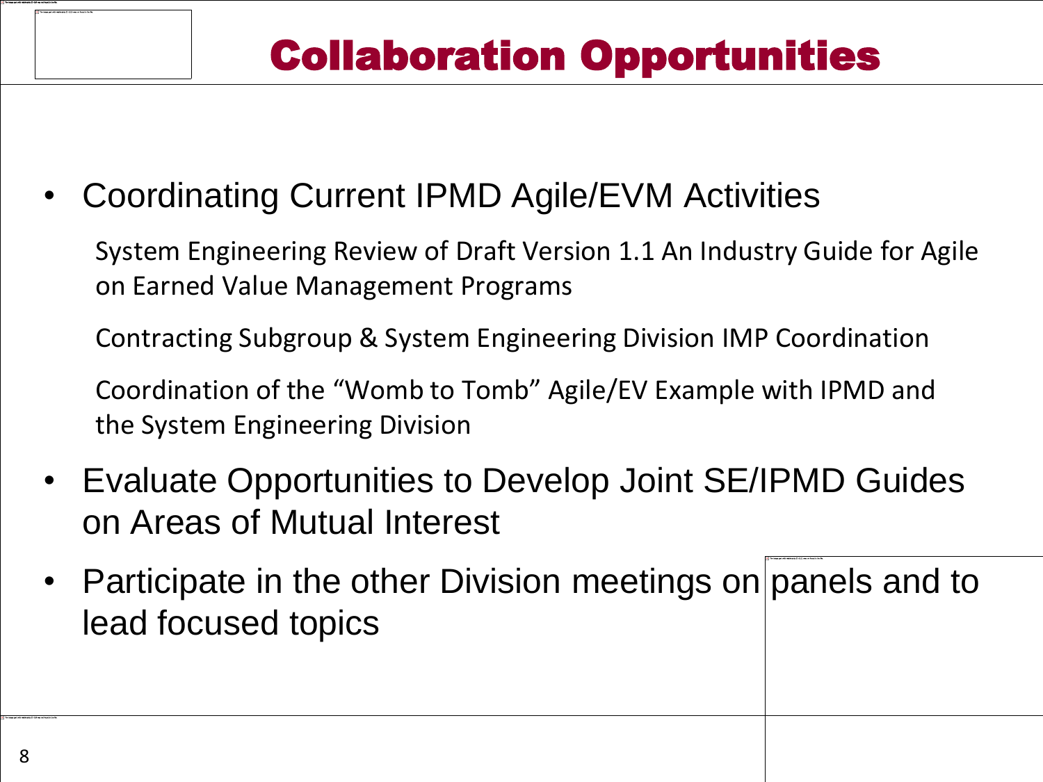# Collaboration Opportunities

- Coordinating Current IPMD Agile/EVM Activities

  System Engineering Review of Draft Version 1.1 An Industry Guide for Agile on Earned Value Management Programs

  Contracting Subgroup & System Engineering Division IMP Coordination

  Coordination of the "Womb to Tomb" Agile/EV Example with IPMD and the System Engineering Division

- Evaluate Opportunities to Develop Joint SE/IPMD Guides on Areas of Mutual Interest
- Participate in the other Division meetings on panels and to lead focused topics